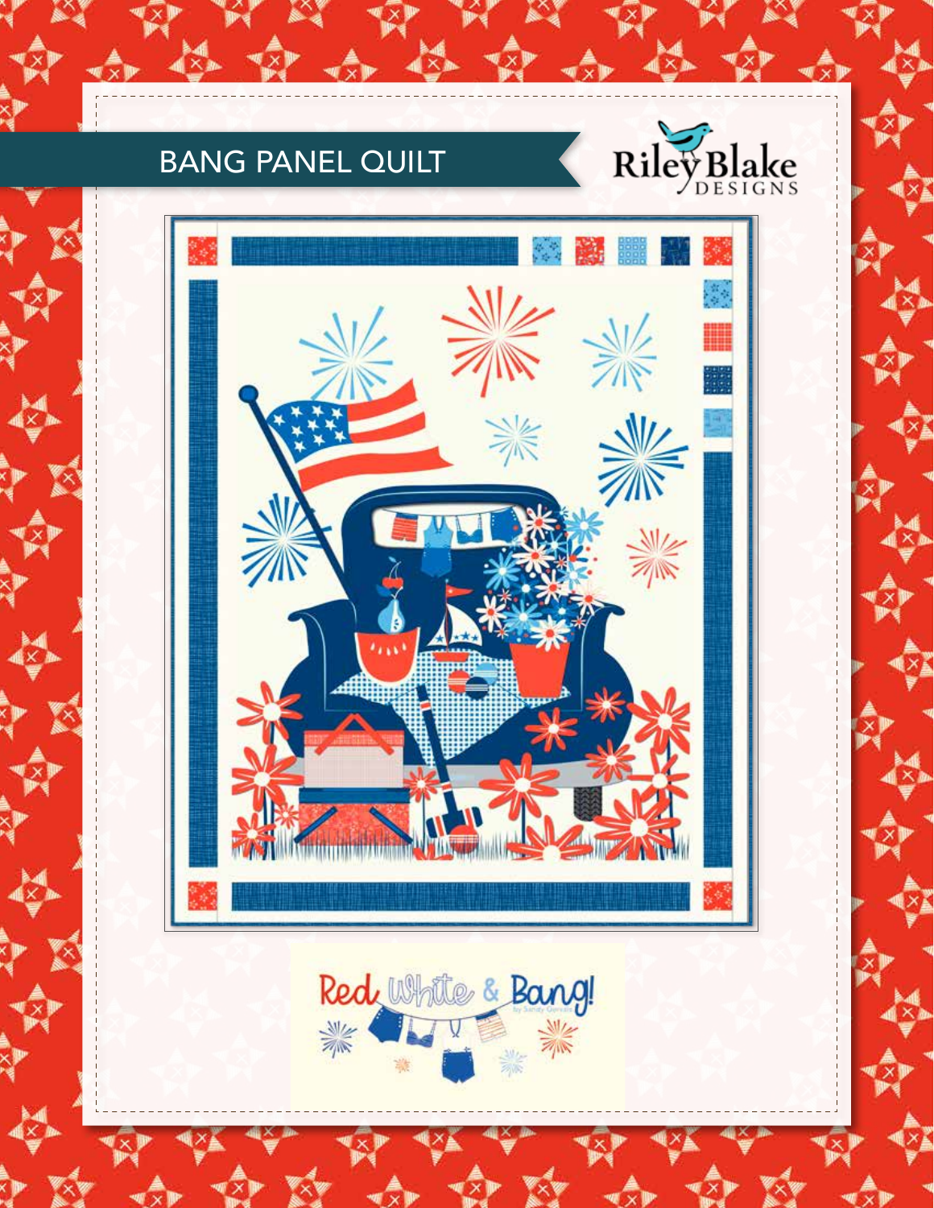# BANG PANEL QUILT

Riley Blake DESIGNS

Red White & Bang!

by Sandy Gervais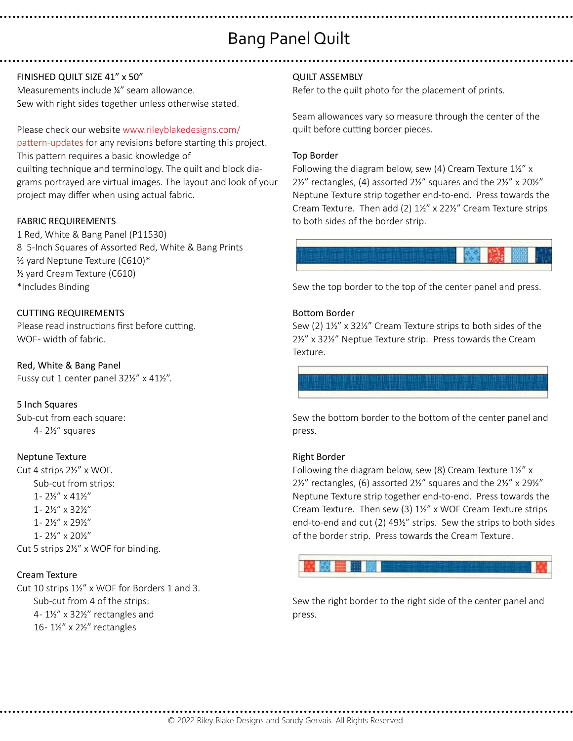# Bang Panel Quilt

FINISHED QUILT SIZE 41" x 50"

Measurements include ¼" seam allowance.

Sew with right sides together unless otherwise stated.

Please check our website www.rileyblakedesigns.com/pattern-updates for any revisions before starting this project. This pattern requires a basic knowledge of quilting technique and terminology. The quilt and block diagrams portrayed are virtual images. The layout and look of your project may differ when using actual fabric.

FABRIC REQUIREMENTS

1 Red, White & Bang Panel (P11530)

8 5-Inch Squares of Assorted Red, White & Bang Prints

⅔ yard Neptune Texture (C610)*

½ yard Cream Texture (C610)

*Includes Binding

CUTTING REQUIREMENTS

Please read instructions first before cutting.

WOF- width of fabric.

Red, White & Bang Panel

Fussy cut 1 center panel 32½" x 41½".

5 Inch Squares

Sub-cut from each square:

- 4- 2½" squares

Neptune Texture

Cut 4 strips 2½" x WOF.

Sub-cut from strips:

- 1- 2½" x 41½"
- 1- 2½" x 32½"
- 1- 2½" x 29½"
- 1- 2½" x 20½"

Cut 5 strips 2½" x WOF for binding.

Cream Texture

Cut 10 strips 1½" x WOF for Borders 1 and 3.

Sub-cut from 4 of the strips:

- 4- 1½" x 32½" rectangles and
- 16- 1½" x 2½" rectangles

QUILT ASSEMBLY

Refer to the quilt photo for the placement of prints.

Seam allowances vary so measure through the center of the quilt before cutting border pieces.

Top Border

Following the diagram below, sew (4) Cream Texture 1½" x 2½" rectangles, (4) assorted 2½" squares and the 2½" x 20½" Neptune Texture strip together end-to-end. Press towards the Cream Texture. Then add (2) 1½" x 22½" Cream Texture strips to both sides of the border strip.

Sew the top border to the top of the center panel and press.

Bottom Border

Sew (2) 1½" x 32½" Cream Texture strips to both sides of the 2½" x 32½" Neptue Texture strip. Press towards the Cream Texture.

Sew the bottom border to the bottom of the center panel and press.

Right Border

Following the diagram below, sew (8) Cream Texture 1½" x 2½" rectangles, (6) assorted 2½" squares and the 2½" x 29½" Neptune Texture strip together end-to-end. Press towards the Cream Texture. Then sew (3) 1½" x WOF Cream Texture strips end-to-end and cut (2) 49½" strips. Sew the strips to both sides of the border strip. Press towards the Cream Texture.

Sew the right border to the right side of the center panel and press.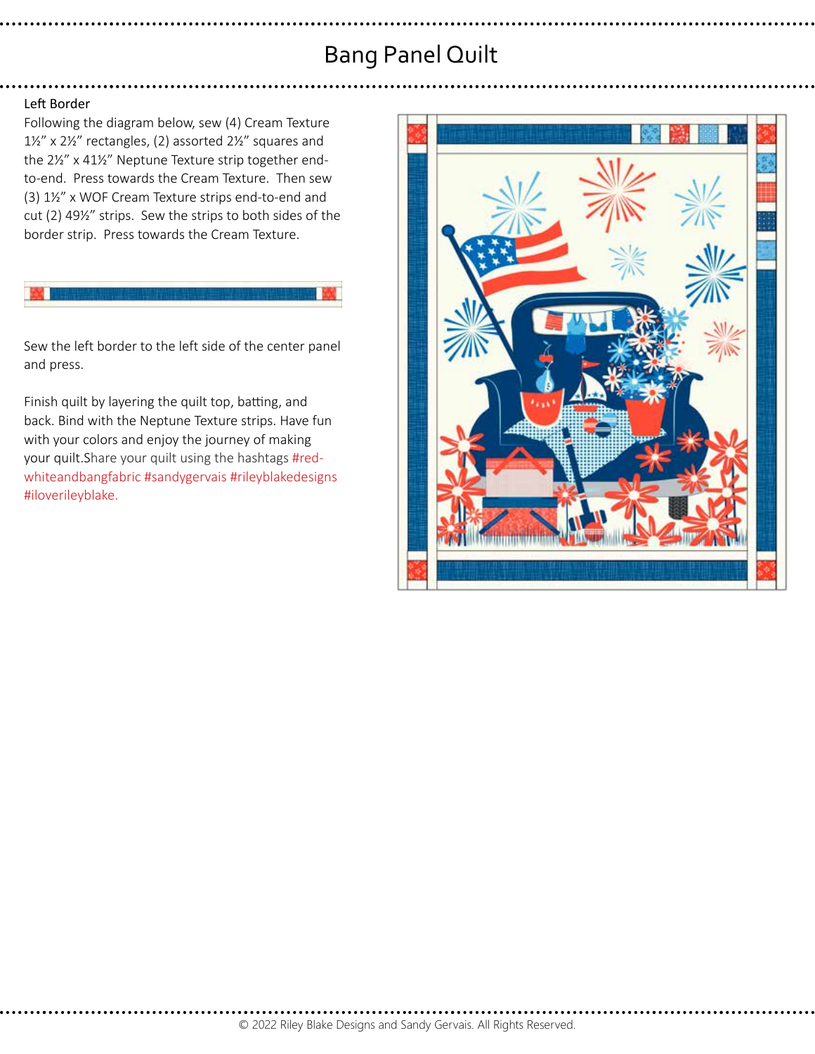# Bang Panel Quilt

### Left Border

Following the diagram below, sew (4) Cream Texture 1½" x 2½" rectangles, (2) assorted 2½" squares and the 2½" x 41½" Neptune Texture strip together end-to-end. Press towards the Cream Texture. Then sew (3) 1½" x WOF Cream Texture strips end-to-end and cut (2) 49½" strips. Sew the strips to both sides of the border strip. Press towards the Cream Texture.

Sew the left border to the left side of the center panel and press.

Finish quilt by layering the quilt top, batting, and back. Bind with the Neptune Texture strips. Have fun with your colors and enjoy the journey of making your quilt.Share your quilt using the hashtags #red-whiteandbangfabric #sandygervais #rileyblakedesigns #iloverileyblake.

© 2022 Riley Blake Designs and Sandy Gervais. All Rights Reserved.